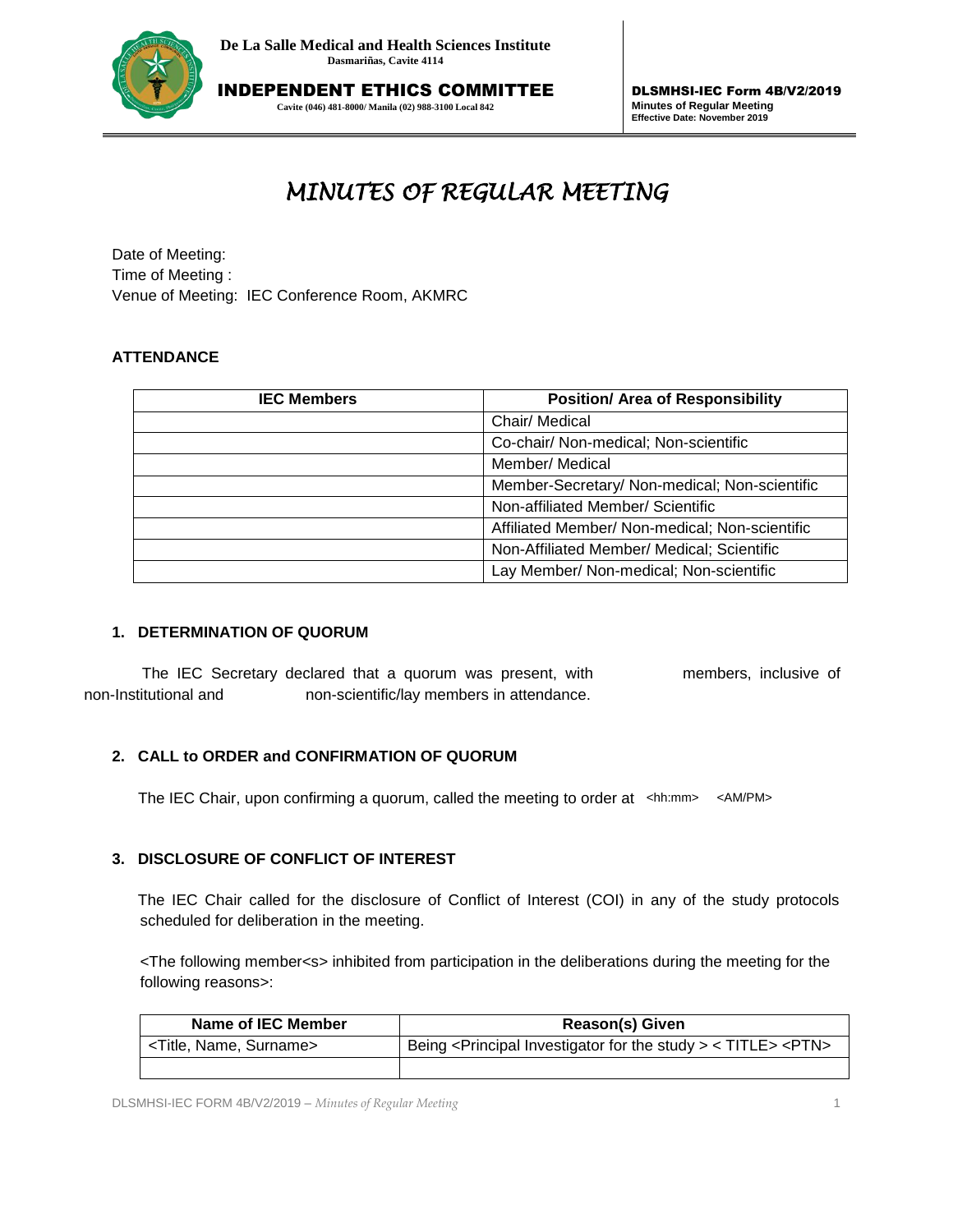De La Salle Medical and Health Sciences Institute
Dasmariñas, Cavite 4114

**INDEPENDENT ETHICS COMMITTEE**
Cavite (046) 481-8000/ Manila (02) 988-3100 Local 842

**DLSMHSI-IEC Form 4B/V2/2019**
**Minutes of Regular Meeting**
**Effective Date: November 2019**

# *MINUTES OF REGULAR MEETING*

Date of Meeting:
Time of Meeting :
Venue of Meeting: IEC Conference Room, AKMRC

**ATTENDANCE**

| IEC Members | Position/ Area of Responsibility |
|---|---|
| | Chair/ Medical |
| | Co-chair/ Non-medical; Non-scientific |
| | Member/ Medical |
| | Member-Secretary/ Non-medical; Non-scientific |
| | Non-affiliated Member/ Scientific |
| | Affiliated Member/ Non-medical; Non-scientific |
| | Non-Affiliated Member/ Medical; Scientific |
| | Lay Member/ Non-medical; Non-scientific |

**1. DETERMINATION OF QUORUM**

The IEC Secretary declared that a quorum was present, with members, inclusive of non-Institutional and non-scientific/lay members in attendance.

**2. CALL to ORDER and CONFIRMATION OF QUORUM**

The IEC Chair, upon confirming a quorum, called the meeting to order at <hh:mm> <AM/PM>

**3. DISCLOSURE OF CONFLICT OF INTEREST**

The IEC Chair called for the disclosure of Conflict of Interest (COI) in any of the study protocols scheduled for deliberation in the meeting.

<The following member<s> inhibited from participation in the deliberations during the meeting for the following reasons>:

| Name of IEC Member | Reason(s) Given |
|---|---|
| <Title, Name, Surname> | Being <Principal Investigator for the study > < TITLE> <PTN> |
| | |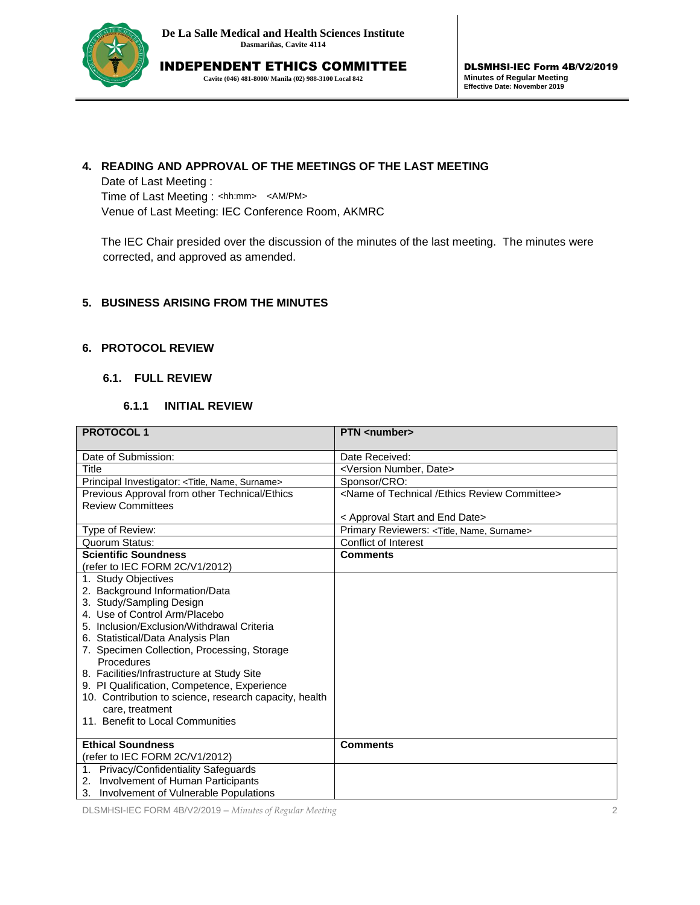## 4. READING AND APPROVAL OF THE MEETINGS OF THE LAST MEETING

Date of Last Meeting :

Time of Last Meeting : <hh:mm> <AM/PM>

Venue of Last Meeting: IEC Conference Room, AKMRC

The IEC Chair presided over the discussion of the minutes of the last meeting. The minutes were corrected, and approved as amended.

## 5. BUSINESS ARISING FROM THE MINUTES

## 6. PROTOCOL REVIEW

### 6.1. FULL REVIEW

#### 6.1.1 INITIAL REVIEW

| **PROTOCOL 1** | **PTN <number>** |
|---|---|
| Date of Submission: | Date Received: |
| Title | <Version Number, Date> |
| Principal Investigator: <Title, Name, Surname> | Sponsor/CRO: |
| Previous Approval from other Technical/Ethics Review Committees | <Name of Technical /Ethics Review Committee><br><br>< Approval Start and End Date> |
| Type of Review: | Primary Reviewers: <Title, Name, Surname> |
| Quorum Status: | Conflict of Interest |
| **Scientific Soundness**<br>(refer to IEC FORM 2C/V1/2012) | **Comments** |
| 1. Study Objectives<br>2. Background Information/Data<br>3. Study/Sampling Design<br>4. Use of Control Arm/Placebo<br>5. Inclusion/Exclusion/Withdrawal Criteria<br>6. Statistical/Data Analysis Plan<br>7. Specimen Collection, Processing, Storage Procedures<br>8. Facilities/Infrastructure at Study Site<br>9. PI Qualification, Competence, Experience<br>10. Contribution to science, research capacity, health care, treatment<br>11. Benefit to Local Communities | |
| **Ethical Soundness**<br>(refer to IEC FORM 2C/V1/2012) | **Comments** |
| 1. Privacy/Confidentiality Safeguards<br>2. Involvement of Human Participants<br>3. Involvement of Vulnerable Populations | |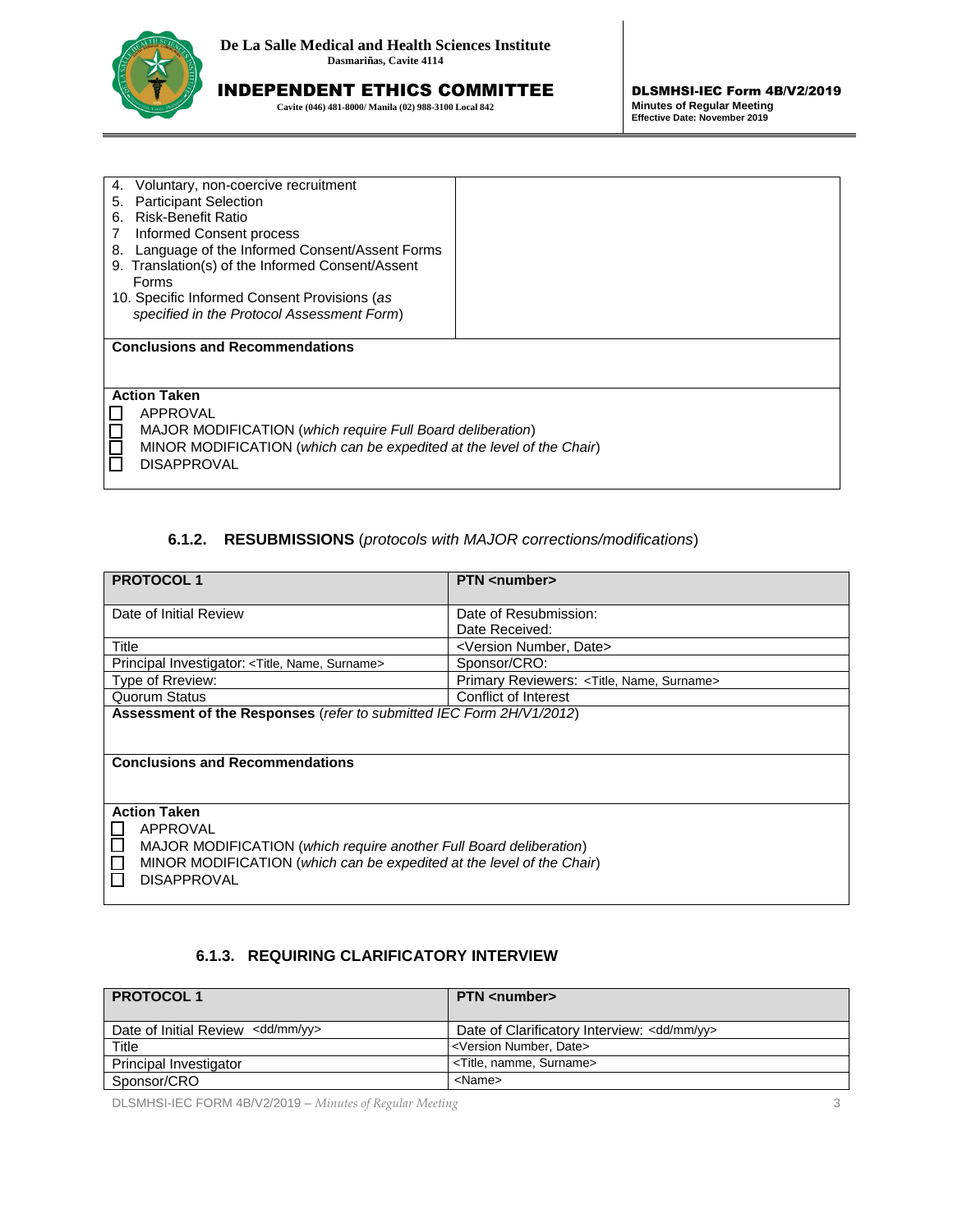| | |
|---|---|
| 4. Voluntary, non-coercive recruitment<br>5. Participant Selection<br>6. Risk-Benefit Ratio<br>7 Informed Consent process<br>8. Language of the Informed Consent/Assent Forms<br>9. Translation(s) of the Informed Consent/Assent Forms<br>10. Specific Informed Consent Provisions (*as specified in the Protocol Assessment Form*) | |
| **Conclusions and Recommendations** | |
| **Action Taken**<br>☐ APPROVAL<br>☐ MAJOR MODIFICATION (*which require Full Board deliberation*)<br>☐ MINOR MODIFICATION (*which can be expedited at the level of the Chair*)<br>☐ DISAPPROVAL | |

### 6.1.2. RESUBMISSIONS (*protocols with MAJOR corrections/modifications*)

| **PROTOCOL 1** | **PTN <number>** |
|---|---|
| Date of Initial Review | Date of Resubmission:<br>Date Received: |
| Title | <Version Number, Date> |
| Principal Investigator: <Title, Name, Surname> | Sponsor/CRO: |
| Type of Rreview: | Primary Reviewers: <Title, Name, Surname> |
| Quorum Status | Conflict of Interest |
| **Assessment of the Responses** (*refer to submitted IEC Form 2H/V1/2012*) | |
| **Conclusions and Recommendations** | |
| **Action Taken**<br>☐ APPROVAL<br>☐ MAJOR MODIFICATION (*which require another Full Board deliberation*)<br>☐ MINOR MODIFICATION (*which can be expedited at the level of the Chair*)<br>☐ DISAPPROVAL | |

### 6.1.3. REQUIRING CLARIFICATORY INTERVIEW

| **PROTOCOL 1** | **PTN <number>** |
|---|---|
| Date of Initial Review <dd/mm/yy> | Date of Clarificatory Interview: <dd/mm/yy> |
| Title | <Version Number, Date> |
| Principal Investigator | <Title, namme, Surname> |
| Sponsor/CRO | <Name> |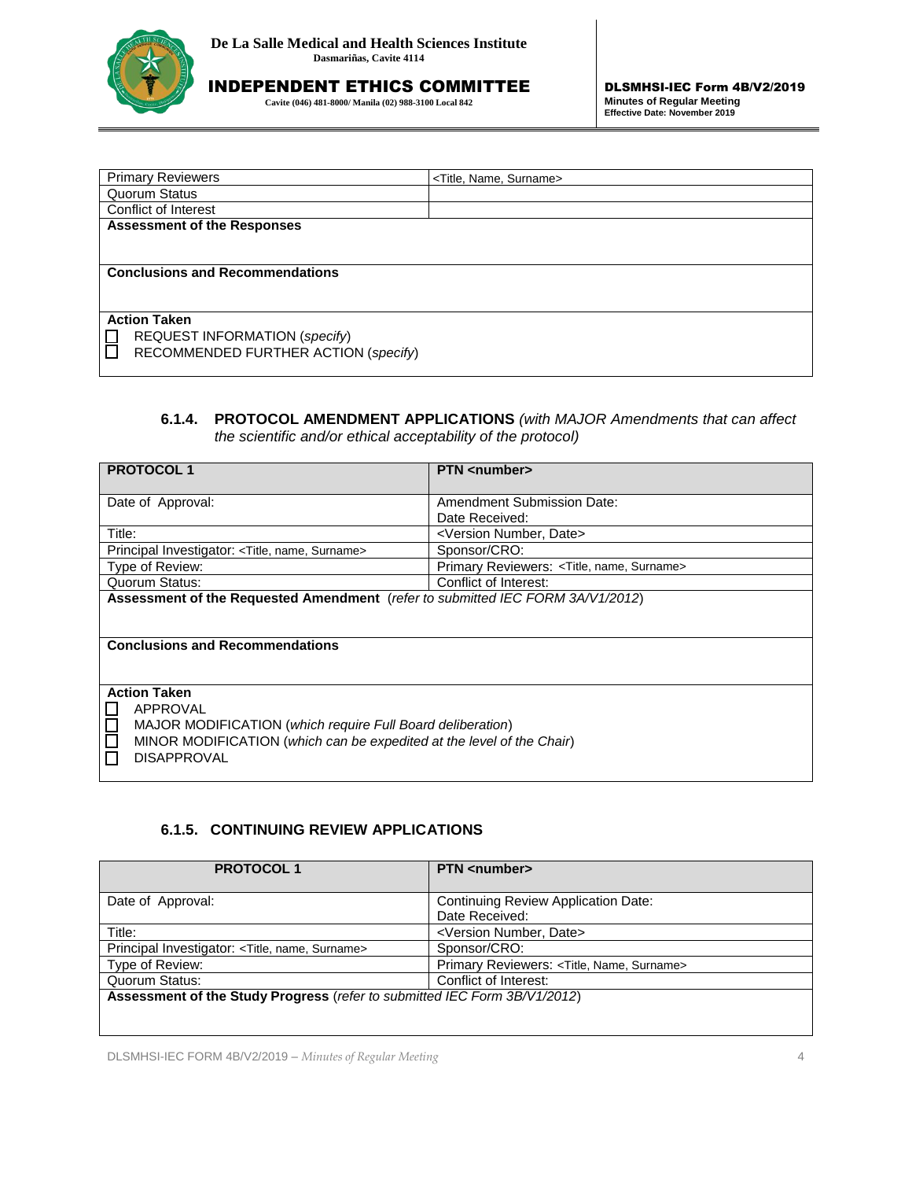| Primary Reviewers | <Title, Name, Surname> |
| --- | --- |
| Quorum Status | |
| Conflict of Interest | |

**Assessment of the Responses**

**Conclusions and Recommendations**

**Action Taken**

- ☐ REQUEST INFORMATION (*specify*)
- ☐ RECOMMENDED FURTHER ACTION (*specify*)

#### 6.1.4. PROTOCOL AMENDMENT APPLICATIONS *(with MAJOR Amendments that can affect the scientific and/or ethical acceptability of the protocol)*

| **PROTOCOL 1** | **PTN <number>** |
| --- | --- |
| Date of Approval: | Amendment Submission Date: Date Received: |
| Title: | <Version Number, Date> |
| Principal Investigator: <Title, name, Surname> | Sponsor/CRO: |
| Type of Review: | Primary Reviewers: <Title, name, Surname> |
| Quorum Status: | Conflict of Interest: |

**Assessment of the Requested Amendment** (*refer to submitted IEC FORM 3A/V1/2012*)

**Conclusions and Recommendations**

**Action Taken**

- ☐ APPROVAL
- ☐ MAJOR MODIFICATION (*which require Full Board deliberation*)
- ☐ MINOR MODIFICATION (*which can be expedited at the level of the Chair*)
- ☐ DISAPPROVAL

#### 6.1.5. CONTINUING REVIEW APPLICATIONS

| **PROTOCOL 1** | **PTN <number>** |
| --- | --- |
| Date of Approval: | Continuing Review Application Date: Date Received: |
| Title: | <Version Number, Date> |
| Principal Investigator: <Title, name, Surname> | Sponsor/CRO: |
| Type of Review: | Primary Reviewers: <Title, Name, Surname> |
| Quorum Status: | Conflict of Interest: |

**Assessment of the Study Progress** (*refer to submitted IEC Form 3B/V1/2012*)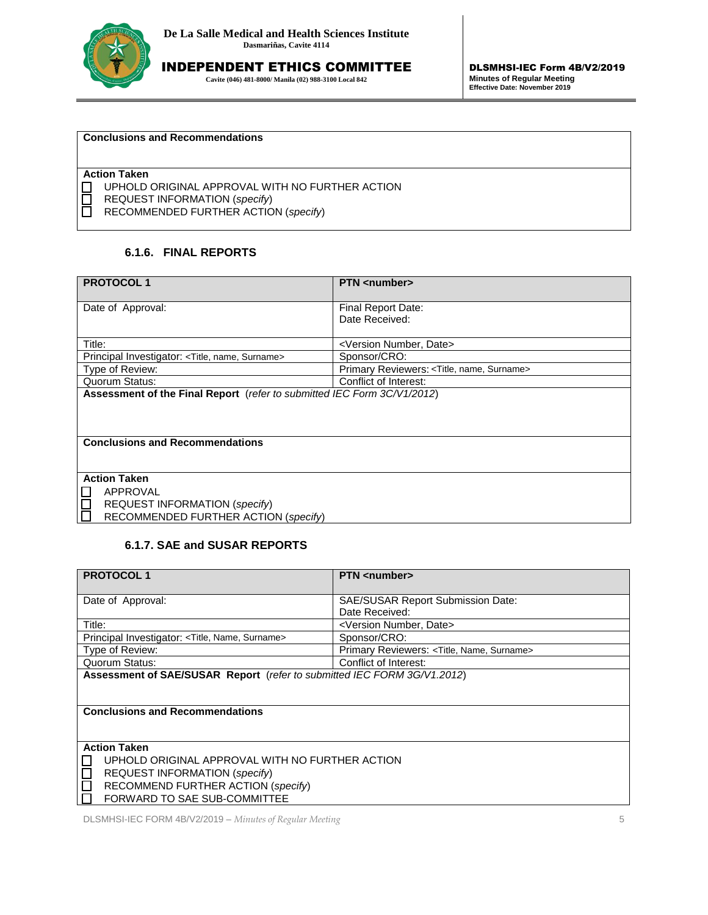**Conclusions and Recommendations**

**Action Taken**

- ☐ UPHOLD ORIGINAL APPROVAL WITH NO FURTHER ACTION
- ☐ REQUEST INFORMATION (*specify*)
- ☐ RECOMMENDED FURTHER ACTION (*specify*)

### 6.1.6. FINAL REPORTS

| **PROTOCOL 1** | **PTN <number>** |
|---|---|
| Date of Approval: | Final Report Date:<br>Date Received: |
| Title: | <Version Number, Date> |
| Principal Investigator: <Title, name, Surname> | Sponsor/CRO: |
| Type of Review: | Primary Reviewers: <Title, name, Surname> |
| Quorum Status: | Conflict of Interest: |

**Assessment of the Final Report** (*refer to submitted IEC Form 3C/V1/2012*)

**Conclusions and Recommendations**

**Action Taken**

- ☐ APPROVAL
- ☐ REQUEST INFORMATION (*specify*)
- ☐ RECOMMENDED FURTHER ACTION (*specify*)

### 6.1.7. SAE and SUSAR REPORTS

| **PROTOCOL 1** | **PTN <number>** |
|---|---|
| Date of Approval: | SAE/SUSAR Report Submission Date:<br>Date Received: |
| Title: | <Version Number, Date> |
| Principal Investigator: <Title, Name, Surname> | Sponsor/CRO: |
| Type of Review: | Primary Reviewers: <Title, Name, Surname> |
| Quorum Status: | Conflict of Interest: |

**Assessment of SAE/SUSAR Report** (*refer to submitted IEC FORM 3G/V1.2012*)

**Conclusions and Recommendations**

**Action Taken**

- ☐ UPHOLD ORIGINAL APPROVAL WITH NO FURTHER ACTION
- ☐ REQUEST INFORMATION (*specify*)
- ☐ RECOMMEND FURTHER ACTION (*specify*)
- ☐ FORWARD TO SAE SUB-COMMITTEE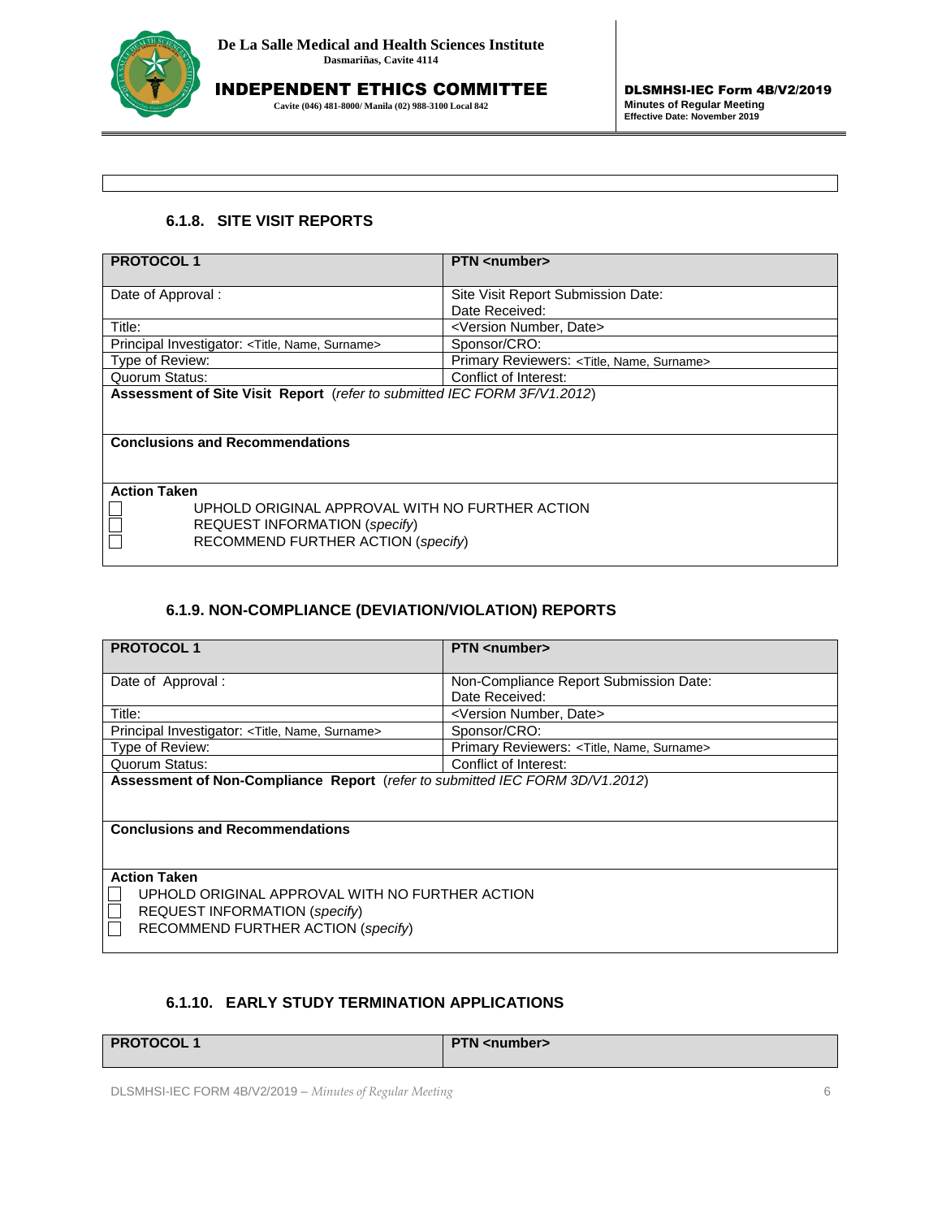### 6.1.8. SITE VISIT REPORTS

| **PROTOCOL 1** | **PTN <number>** |
|---|---|
| Date of Approval : | Site Visit Report Submission Date:<br>Date Received: |
| Title: | <Version Number, Date> |
| Principal Investigator: <Title, Name, Surname> | Sponsor/CRO: |
| Type of Review: | Primary Reviewers: <Title, Name, Surname> |
| Quorum Status: | Conflict of Interest: |
| **Assessment of Site Visit Report** (*refer to submitted IEC FORM 3F/V1.2012*) | |
| **Conclusions and Recommendations** | |
| **Action Taken**<br>☐ UPHOLD ORIGINAL APPROVAL WITH NO FURTHER ACTION<br>☐ REQUEST INFORMATION (*specify*)<br>☐ RECOMMEND FURTHER ACTION (*specify*) | |

### 6.1.9. NON-COMPLIANCE (DEVIATION/VIOLATION) REPORTS

| **PROTOCOL 1** | **PTN <number>** |
|---|---|
| Date of Approval : | Non-Compliance Report Submission Date:<br>Date Received: |
| Title: | <Version Number, Date> |
| Principal Investigator: <Title, Name, Surname> | Sponsor/CRO: |
| Type of Review: | Primary Reviewers: <Title, Name, Surname> |
| Quorum Status: | Conflict of Interest: |
| **Assessment of Non-Compliance Report** (*refer to submitted IEC FORM 3D/V1.2012*) | |
| **Conclusions and Recommendations** | |
| **Action Taken**<br>☐ UPHOLD ORIGINAL APPROVAL WITH NO FURTHER ACTION<br>☐ REQUEST INFORMATION (*specify*)<br>☐ RECOMMEND FURTHER ACTION (*specify*) | |

### 6.1.10. EARLY STUDY TERMINATION APPLICATIONS

| **PROTOCOL 1** | **PTN <number>** |
|---|---|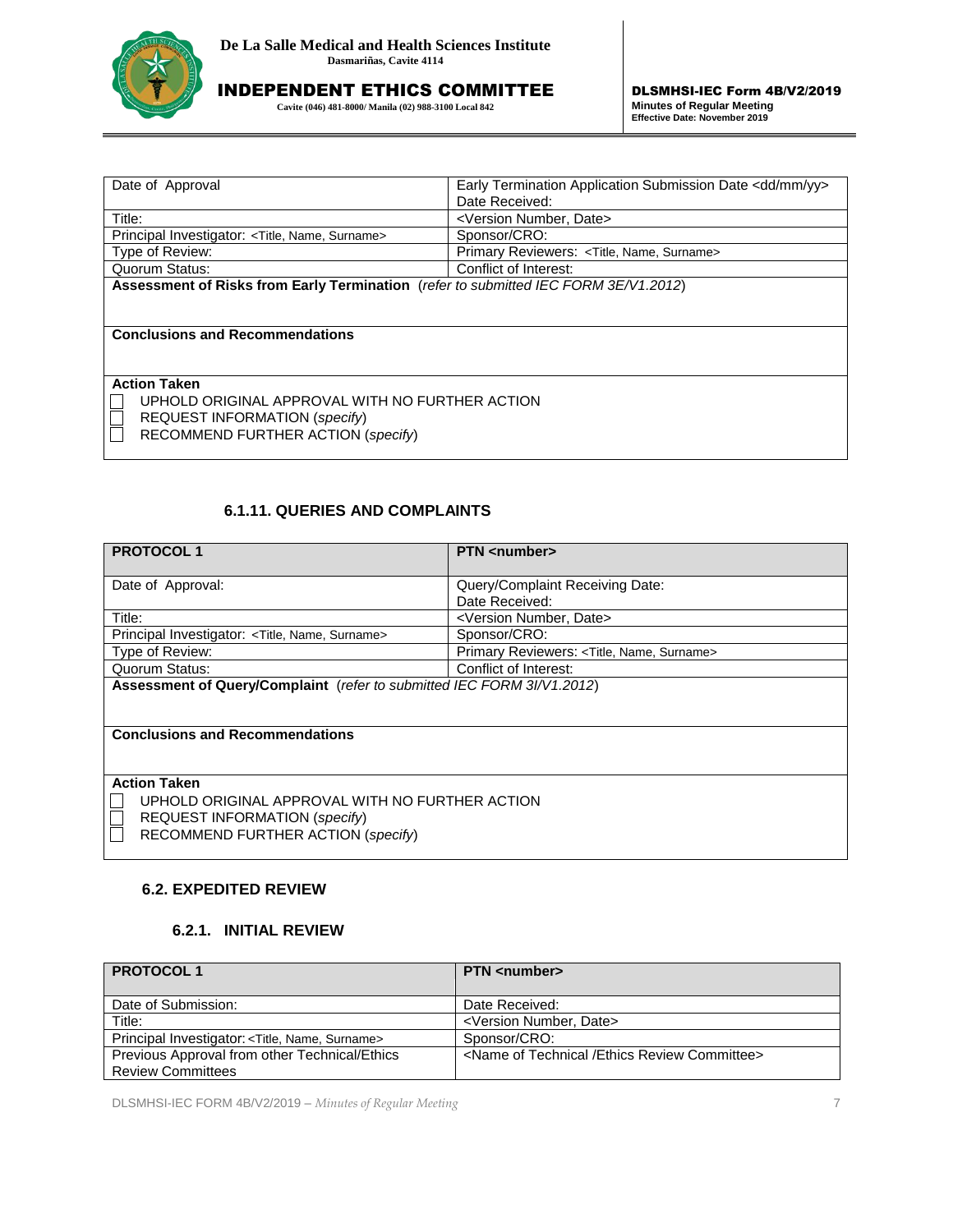| Date of Approval | Early Termination Application Submission Date <dd/mm/yy><br>Date Received: |
|---|---|
| Title: | <Version Number, Date> |
| Principal Investigator: <Title, Name, Surname> | Sponsor/CRO: |
| Type of Review: | Primary Reviewers: <Title, Name, Surname> |
| Quorum Status: | Conflict of Interest: |
| **Assessment of Risks from Early Termination** (*refer to submitted IEC FORM 3E/V1.2012*) | |
| **Conclusions and Recommendations** | |
| **Action Taken**<br>☐ UPHOLD ORIGINAL APPROVAL WITH NO FURTHER ACTION<br>☐ REQUEST INFORMATION (*specify*)<br>☐ RECOMMEND FURTHER ACTION (*specify*) | |

### 6.1.11. QUERIES AND COMPLAINTS

| PROTOCOL 1 | PTN <number> |
|---|---|
| Date of Approval: | Query/Complaint Receiving Date:<br>Date Received: |
| Title: | <Version Number, Date> |
| Principal Investigator: <Title, Name, Surname> | Sponsor/CRO: |
| Type of Review: | Primary Reviewers: <Title, Name, Surname> |
| Quorum Status: | Conflict of Interest: |
| **Assessment of Query/Complaint** (*refer to submitted IEC FORM 3I/V1.2012*) | |
| **Conclusions and Recommendations** | |
| **Action Taken**<br>☐ UPHOLD ORIGINAL APPROVAL WITH NO FURTHER ACTION<br>☐ REQUEST INFORMATION (*specify*)<br>☐ RECOMMEND FURTHER ACTION (*specify*) | |

## 6.2. EXPEDITED REVIEW

### 6.2.1. INITIAL REVIEW

| PROTOCOL 1 | PTN <number> |
|---|---|
| Date of Submission: | Date Received: |
| Title: | <Version Number, Date> |
| Principal Investigator: <Title, Name, Surname> | Sponsor/CRO: |
| Previous Approval from other Technical/Ethics Review Committees | <Name of Technical /Ethics Review Committee> |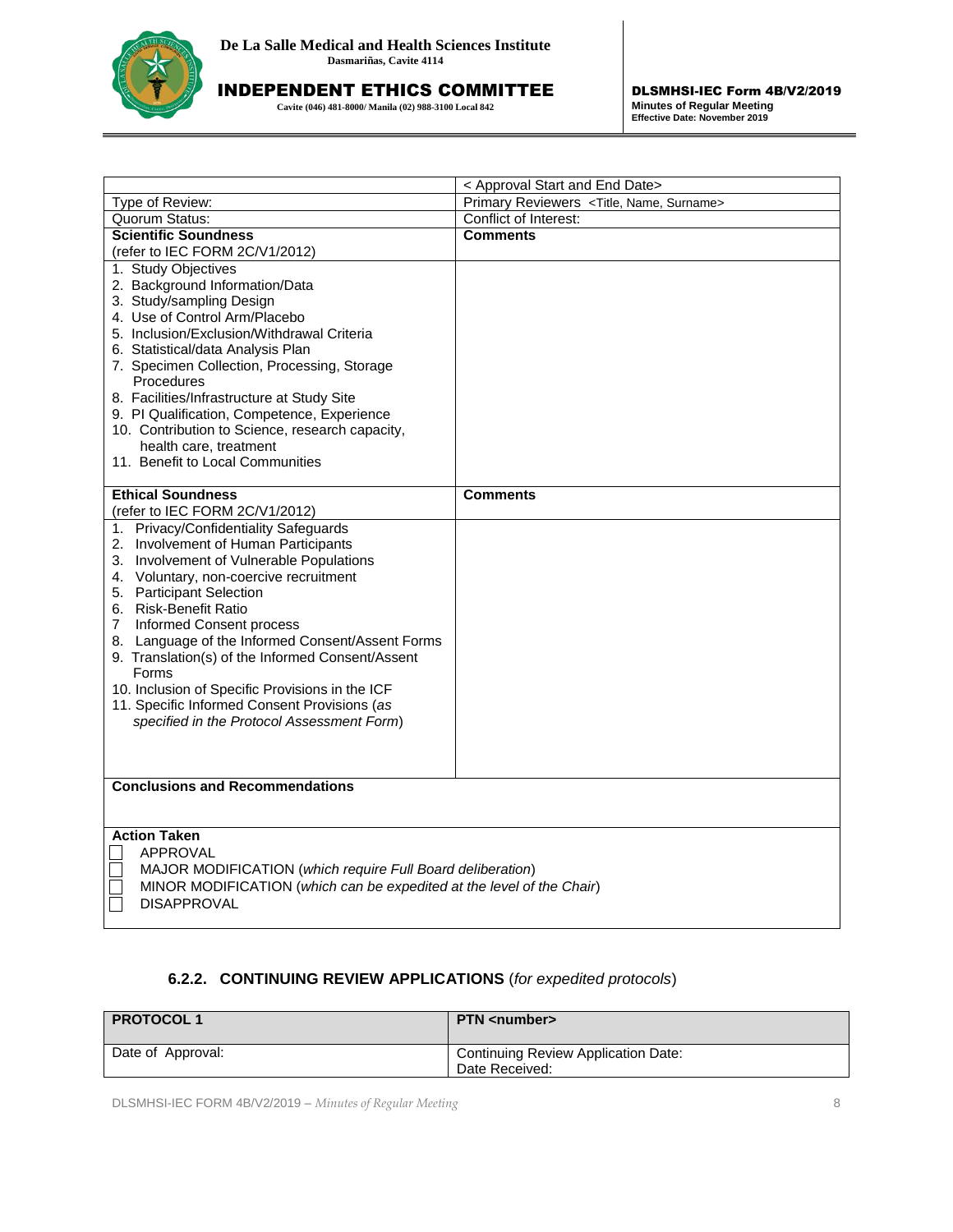| | < Approval Start and End Date> |
|---|---|
| Type of Review: | Primary Reviewers <Title, Name, Surname> |
| Quorum Status: | Conflict of Interest: |
| **Scientific Soundness**<br>(refer to IEC FORM 2C/V1/2012) | **Comments** |
| 1. Study Objectives<br>2. Background Information/Data<br>3. Study/sampling Design<br>4. Use of Control Arm/Placebo<br>5. Inclusion/Exclusion/Withdrawal Criteria<br>6. Statistical/data Analysis Plan<br>7. Specimen Collection, Processing, Storage Procedures<br>8. Facilities/Infrastructure at Study Site<br>9. PI Qualification, Competence, Experience<br>10. Contribution to Science, research capacity, health care, treatment<br>11. Benefit to Local Communities | |
| **Ethical Soundness**<br>(refer to IEC FORM 2C/V1/2012) | **Comments** |
| 1. Privacy/Confidentiality Safeguards<br>2. Involvement of Human Participants<br>3. Involvement of Vulnerable Populations<br>4. Voluntary, non-coercive recruitment<br>5. Participant Selection<br>6. Risk-Benefit Ratio<br>7 Informed Consent process<br>8. Language of the Informed Consent/Assent Forms<br>9. Translation(s) of the Informed Consent/Assent Forms<br>10. Inclusion of Specific Provisions in the ICF<br>11. Specific Informed Consent Provisions (*as specified in the Protocol Assessment Form*) | |
| **Conclusions and Recommendations** | |
| **Action Taken**<br>☐ APPROVAL<br>☐ MAJOR MODIFICATION (*which require Full Board deliberation*)<br>☐ MINOR MODIFICATION (*which can be expedited at the level of the Chair*)<br>☐ DISAPPROVAL | |

### 6.2.2. CONTINUING REVIEW APPLICATIONS (*for expedited protocols*)

| **PROTOCOL 1** | **PTN <number>** |
|---|---|
| Date of Approval: | Continuing Review Application Date:<br>Date Received: |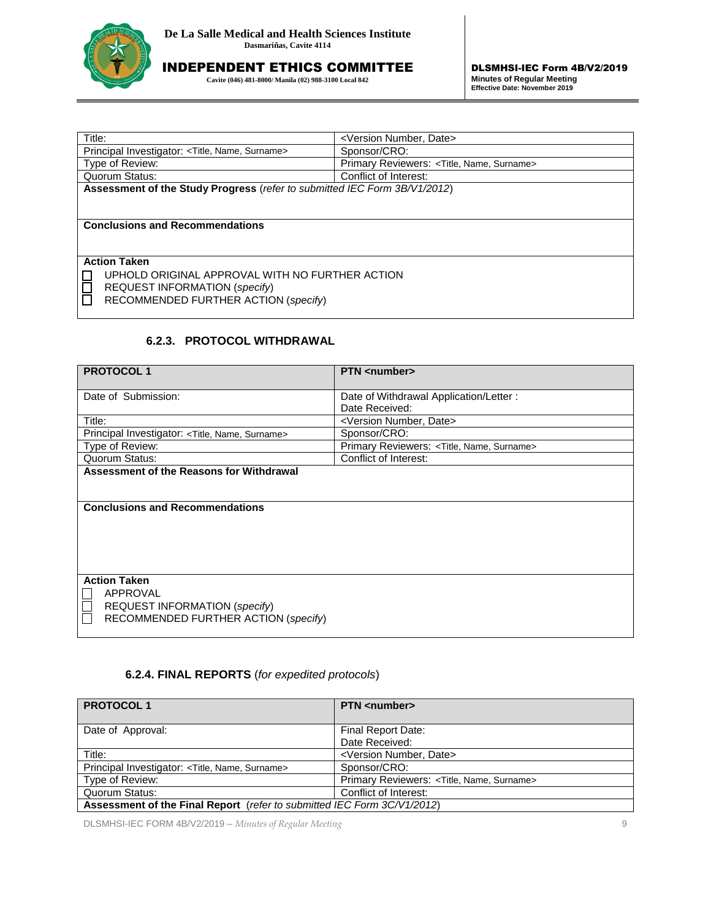| Title: | <Version Number, Date> |
|---|---|
| Principal Investigator: <Title, Name, Surname> | Sponsor/CRO: |
| Type of Review: | Primary Reviewers: <Title, Name, Surname> |
| Quorum Status: | Conflict of Interest: |
| **Assessment of the Study Progress** (*refer to submitted IEC Form 3B/V1/2012*) | |
| **Conclusions and Recommendations** | |
| **Action Taken**<br>☐ UPHOLD ORIGINAL APPROVAL WITH NO FURTHER ACTION<br>☐ REQUEST INFORMATION (*specify*)<br>☐ RECOMMENDED FURTHER ACTION (*specify*) | |

### 6.2.3. PROTOCOL WITHDRAWAL

| **PROTOCOL 1** | **PTN <number>** |
|---|---|
| Date of Submission: | Date of Withdrawal Application/Letter :<br>Date Received: |
| Title: | <Version Number, Date> |
| Principal Investigator: <Title, Name, Surname> | Sponsor/CRO: |
| Type of Review: | Primary Reviewers: <Title, Name, Surname> |
| Quorum Status: | Conflict of Interest: |
| **Assessment of the Reasons for Withdrawal** | |
| **Conclusions and Recommendations** | |
| **Action Taken**<br>☐ APPROVAL<br>☐ REQUEST INFORMATION (*specify*)<br>☐ RECOMMENDED FURTHER ACTION (*specify*) | |

### 6.2.4. FINAL REPORTS (*for expedited protocols*)

| **PROTOCOL 1** | **PTN <number>** |
|---|---|
| Date of Approval: | Final Report Date:<br>Date Received: |
| Title: | <Version Number, Date> |
| Principal Investigator: <Title, Name, Surname> | Sponsor/CRO: |
| Type of Review: | Primary Reviewers: <Title, Name, Surname> |
| Quorum Status: | Conflict of Interest: |
| **Assessment of the Final Report** (*refer to submitted IEC Form 3C/V1/2012*) | |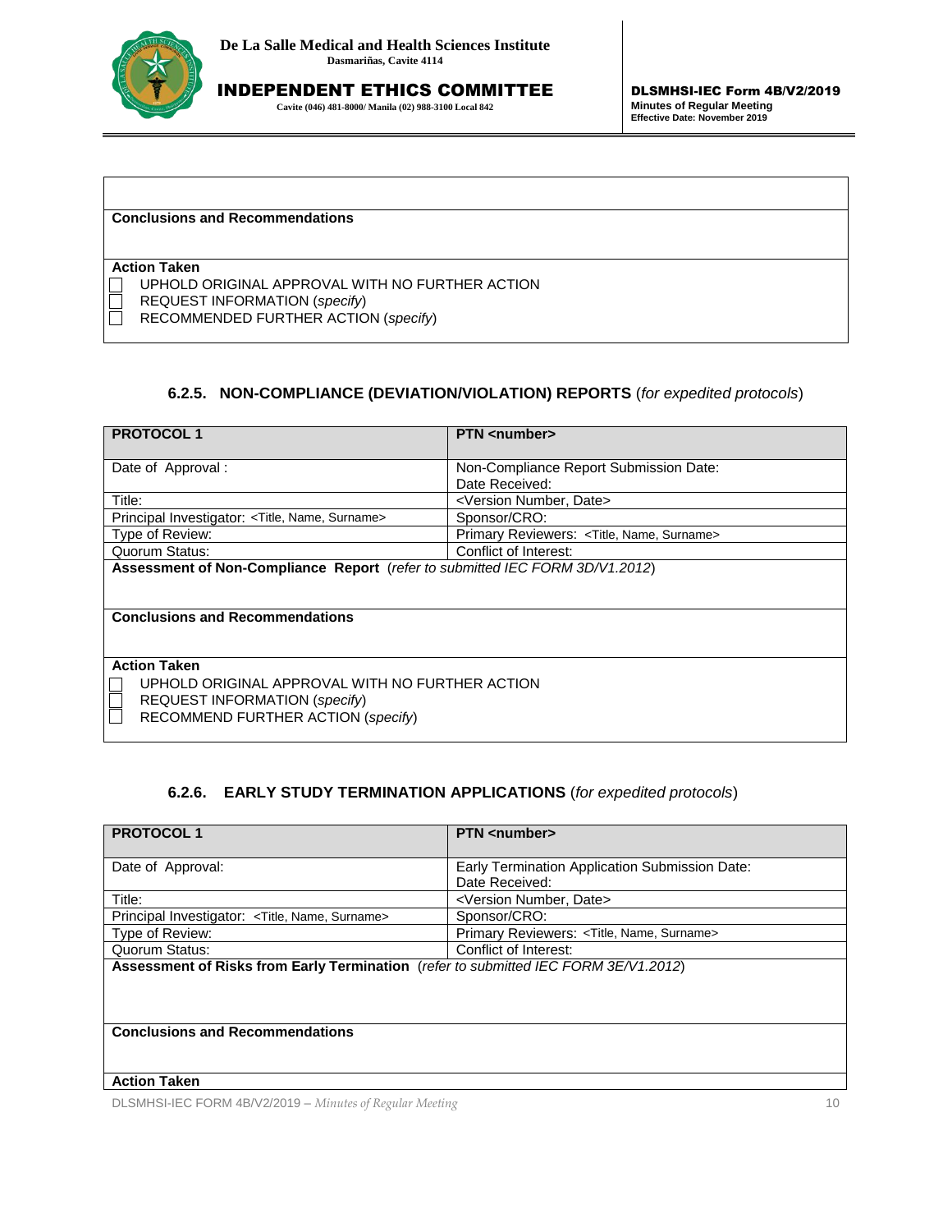| |
|---|
| |
| **Conclusions and Recommendations** |
| **Action Taken**<br>☐ UPHOLD ORIGINAL APPROVAL WITH NO FURTHER ACTION<br>☐ REQUEST INFORMATION (*specify*)<br>☐ RECOMMENDED FURTHER ACTION (*specify*) |

### 6.2.5. NON-COMPLIANCE (DEVIATION/VIOLATION) REPORTS (*for expedited protocols*)

| **PROTOCOL 1** | **PTN <number>** |
|---|---|
| Date of Approval : | Non-Compliance Report Submission Date:<br>Date Received: |
| Title: | <Version Number, Date> |
| Principal Investigator: <Title, Name, Surname> | Sponsor/CRO: |
| Type of Review: | Primary Reviewers: <Title, Name, Surname> |
| Quorum Status: | Conflict of Interest: |
| **Assessment of Non-Compliance Report** (*refer to submitted IEC FORM 3D/V1.2012*) | |
| **Conclusions and Recommendations** | |
| **Action Taken**<br>☐ UPHOLD ORIGINAL APPROVAL WITH NO FURTHER ACTION<br>☐ REQUEST INFORMATION (*specify*)<br>☐ RECOMMEND FURTHER ACTION (*specify*) | |

### 6.2.6. EARLY STUDY TERMINATION APPLICATIONS (*for expedited protocols*)

| **PROTOCOL 1** | **PTN <number>** |
|---|---|
| Date of Approval: | Early Termination Application Submission Date:<br>Date Received: |
| Title: | <Version Number, Date> |
| Principal Investigator: <Title, Name, Surname> | Sponsor/CRO: |
| Type of Review: | Primary Reviewers: <Title, Name, Surname> |
| Quorum Status: | Conflict of Interest: |
| **Assessment of Risks from Early Termination** (*refer to submitted IEC FORM 3E/V1.2012*) | |
| **Conclusions and Recommendations** | |
| **Action Taken** | |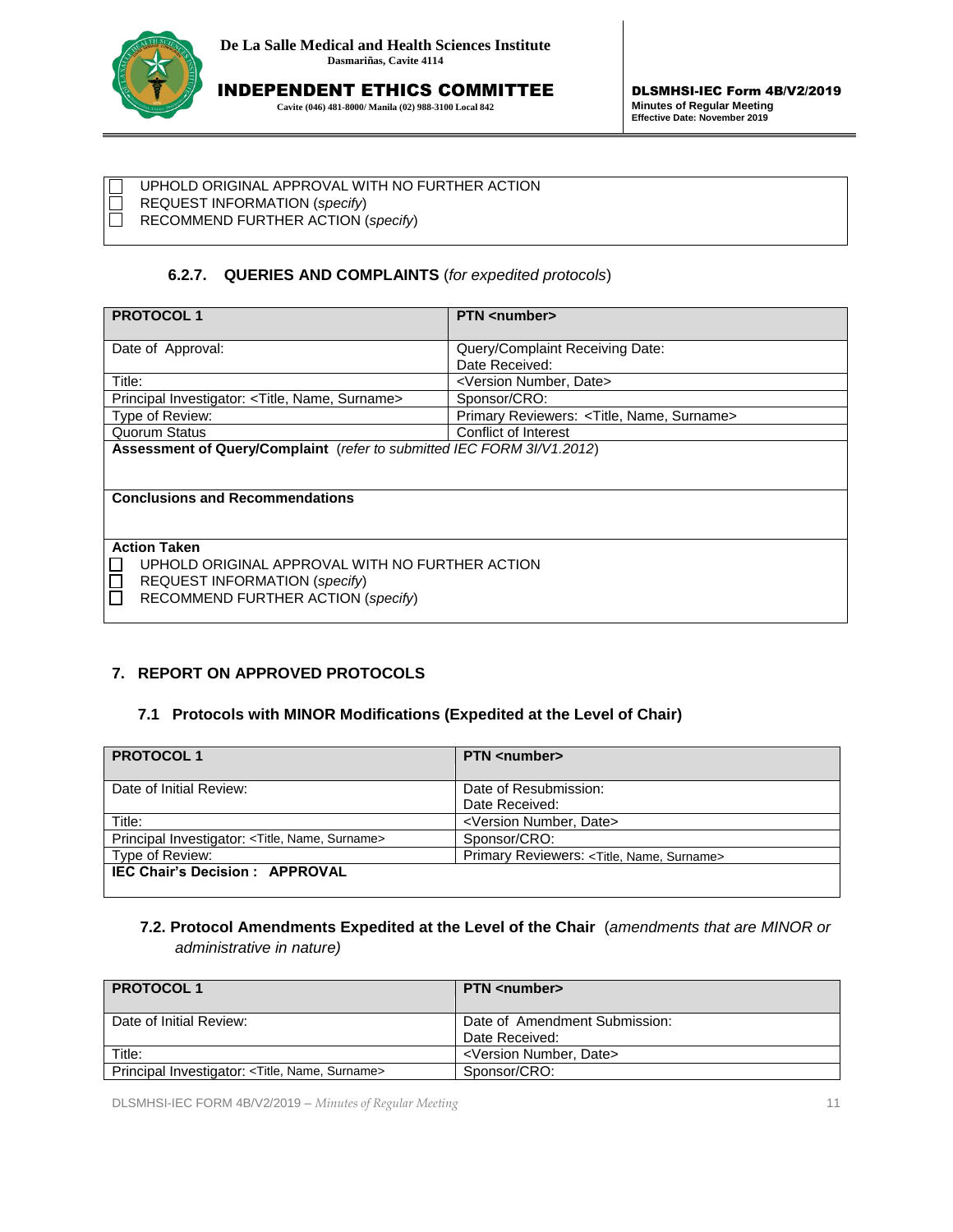☐ UPHOLD ORIGINAL APPROVAL WITH NO FURTHER ACTION
☐ REQUEST INFORMATION (*specify*)
☐ RECOMMEND FURTHER ACTION (*specify*)

### 6.2.7. QUERIES AND COMPLAINTS (*for expedited protocols*)

| **PROTOCOL 1** | **PTN <number>** |
|---|---|
| Date of Approval: | Query/Complaint Receiving Date:<br>Date Received: |
| Title: | <Version Number, Date> |
| Principal Investigator: <Title, Name, Surname> | Sponsor/CRO: |
| Type of Review: | Primary Reviewers: <Title, Name, Surname> |
| Quorum Status | Conflict of Interest |
| **Assessment of Query/Complaint** (*refer to submitted IEC FORM 3I/V1.2012*) | |
| **Conclusions and Recommendations** | |
| **Action Taken**<br>☐ UPHOLD ORIGINAL APPROVAL WITH NO FURTHER ACTION<br>☐ REQUEST INFORMATION (*specify*)<br>☐ RECOMMEND FURTHER ACTION (*specify*) | |

## 7. REPORT ON APPROVED PROTOCOLS

### 7.1 Protocols with MINOR Modifications (Expedited at the Level of Chair)

| **PROTOCOL 1** | **PTN <number>** |
|---|---|
| Date of Initial Review: | Date of Resubmission:<br>Date Received: |
| Title: | <Version Number, Date> |
| Principal Investigator: <Title, Name, Surname> | Sponsor/CRO: |
| Type of Review: | Primary Reviewers: <Title, Name, Surname> |
| **IEC Chair's Decision : APPROVAL** | |

### 7.2. Protocol Amendments Expedited at the Level of the Chair (*amendments that are MINOR or administrative in nature)*

| **PROTOCOL 1** | **PTN <number>** |
|---|---|
| Date of Initial Review: | Date of Amendment Submission:<br>Date Received: |
| Title: | <Version Number, Date> |
| Principal Investigator: <Title, Name, Surname> | Sponsor/CRO: |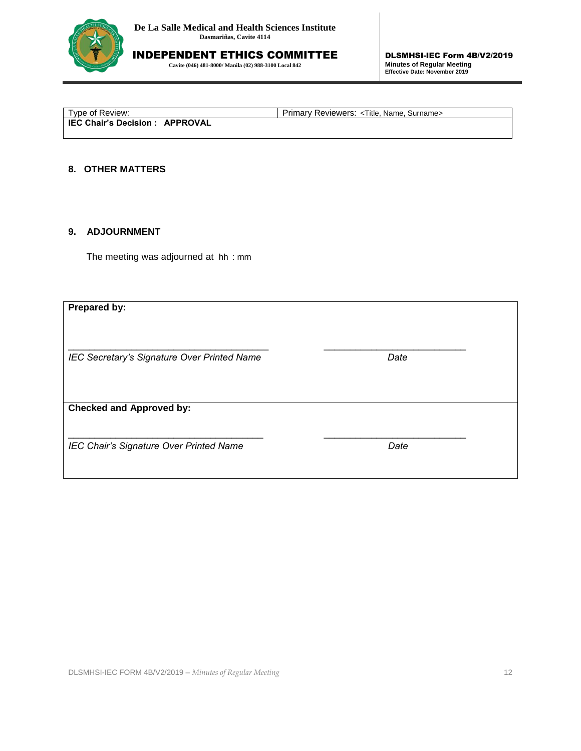| Type of Review: | Primary Reviewers: <Title, Name, Surname> |
|---|---|
| **IEC Chair's Decision : APPROVAL** | |

**8. OTHER MATTERS**

**9. ADJOURNMENT**

The meeting was adjourned at hh : mm

| | |
|---|---|
| **Prepared by:** | |
| _____________________________________ | ___________________________ |
| *IEC Secretary's Signature Over Printed Name* | *Date* |
| **Checked and Approved by:** | |
| _____________________________________ | ___________________________ |
| *IEC Chair's Signature Over Printed Name* | *Date* |